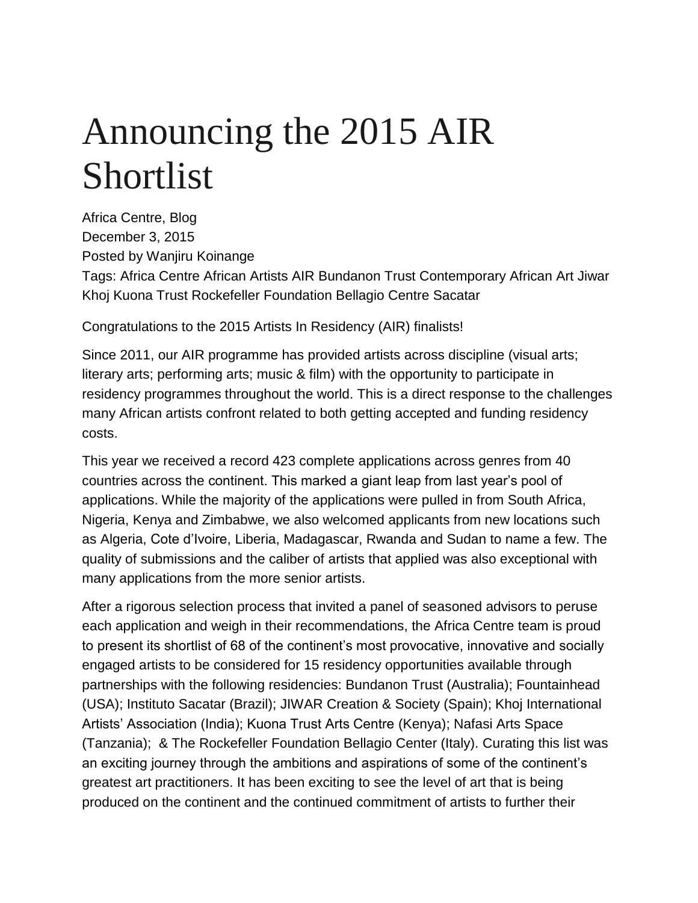# Announcing the 2015 AIR Shortlist

Africa Centre, Blog
December 3, 2015
Posted by Wanjiru Koinange
Tags: Africa Centre African Artists AIR Bundanon Trust Contemporary African Art Jiwar Khoj Kuona Trust Rockefeller Foundation Bellagio Centre Sacatar

Congratulations to the 2015 Artists In Residency (AIR) finalists!

Since 2011, our AIR programme has provided artists across discipline (visual arts; literary arts; performing arts; music & film) with the opportunity to participate in residency programmes throughout the world. This is a direct response to the challenges many African artists confront related to both getting accepted and funding residency costs.

This year we received a record 423 complete applications across genres from 40 countries across the continent. This marked a giant leap from last year's pool of applications. While the majority of the applications were pulled in from South Africa, Nigeria, Kenya and Zimbabwe, we also welcomed applicants from new locations such as Algeria, Cote d'Ivoire, Liberia, Madagascar, Rwanda and Sudan to name a few. The quality of submissions and the caliber of artists that applied was also exceptional with many applications from the more senior artists.

After a rigorous selection process that invited a panel of seasoned advisors to peruse each application and weigh in their recommendations, the Africa Centre team is proud to present its shortlist of 68 of the continent's most provocative, innovative and socially engaged artists to be considered for 15 residency opportunities available through partnerships with the following residencies: Bundanon Trust (Australia); Fountainhead (USA); Instituto Sacatar (Brazil); JIWAR Creation & Society (Spain); Khoj International Artists' Association (India); Kuona Trust Arts Centre (Kenya); Nafasi Arts Space (Tanzania); & The Rockefeller Foundation Bellagio Center (Italy). Curating this list was an exciting journey through the ambitions and aspirations of some of the continent's greatest art practitioners. It has been exciting to see the level of art that is being produced on the continent and the continued commitment of artists to further their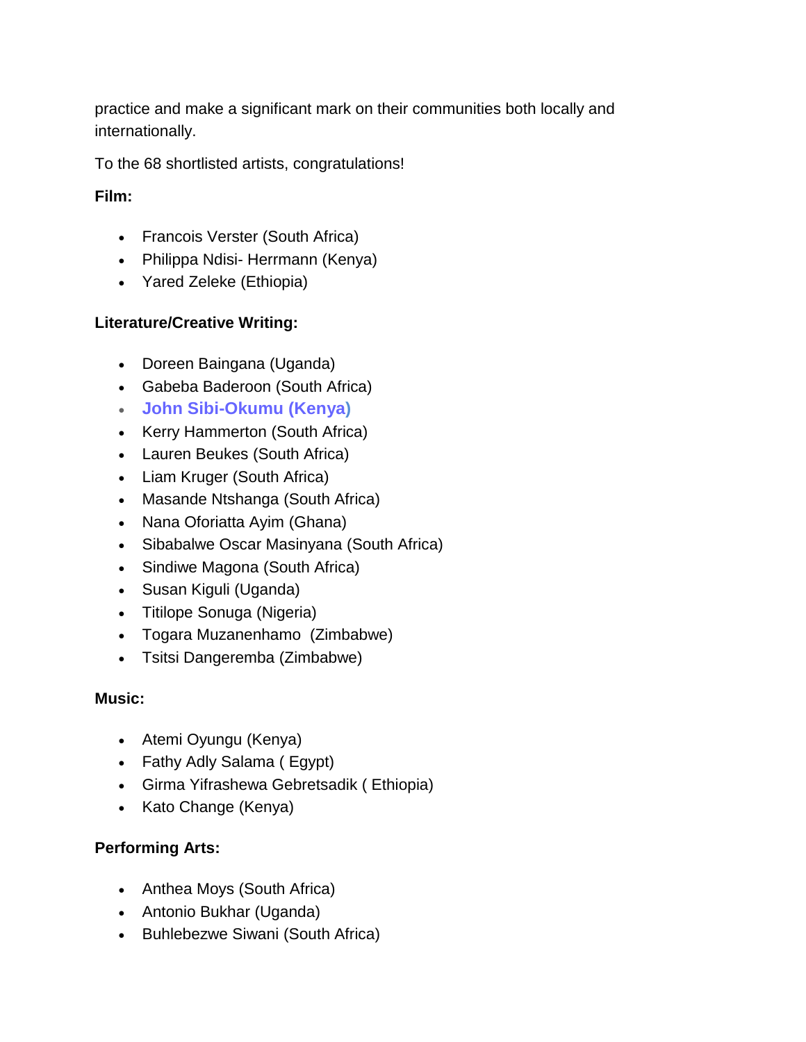practice and make a significant mark on their communities both locally and internationally.

To the 68 shortlisted artists, congratulations!

**Film:**

- Francois Verster (South Africa)
- Philippa Ndisi- Herrmann (Kenya)
- Yared Zeleke (Ethiopia)

**Literature/Creative Writing:**

- Doreen Baingana (Uganda)
- Gabeba Baderoon (South Africa)
- **John Sibi-Okumu (Kenya)**
- Kerry Hammerton (South Africa)
- Lauren Beukes (South Africa)
- Liam Kruger (South Africa)
- Masande Ntshanga (South Africa)
- Nana Oforiatta Ayim (Ghana)
- Sibabalwe Oscar Masinyana (South Africa)
- Sindiwe Magona (South Africa)
- Susan Kiguli (Uganda)
- Titilope Sonuga (Nigeria)
- Togara Muzanenhamo (Zimbabwe)
- Tsitsi Dangeremba (Zimbabwe)

**Music:**

- Atemi Oyungu (Kenya)
- Fathy Adly Salama ( Egypt)
- Girma Yifrashewa Gebretsadik ( Ethiopia)
- Kato Change (Kenya)

**Performing Arts:**

- Anthea Moys (South Africa)
- Antonio Bukhar (Uganda)
- Buhlebezwe Siwani (South Africa)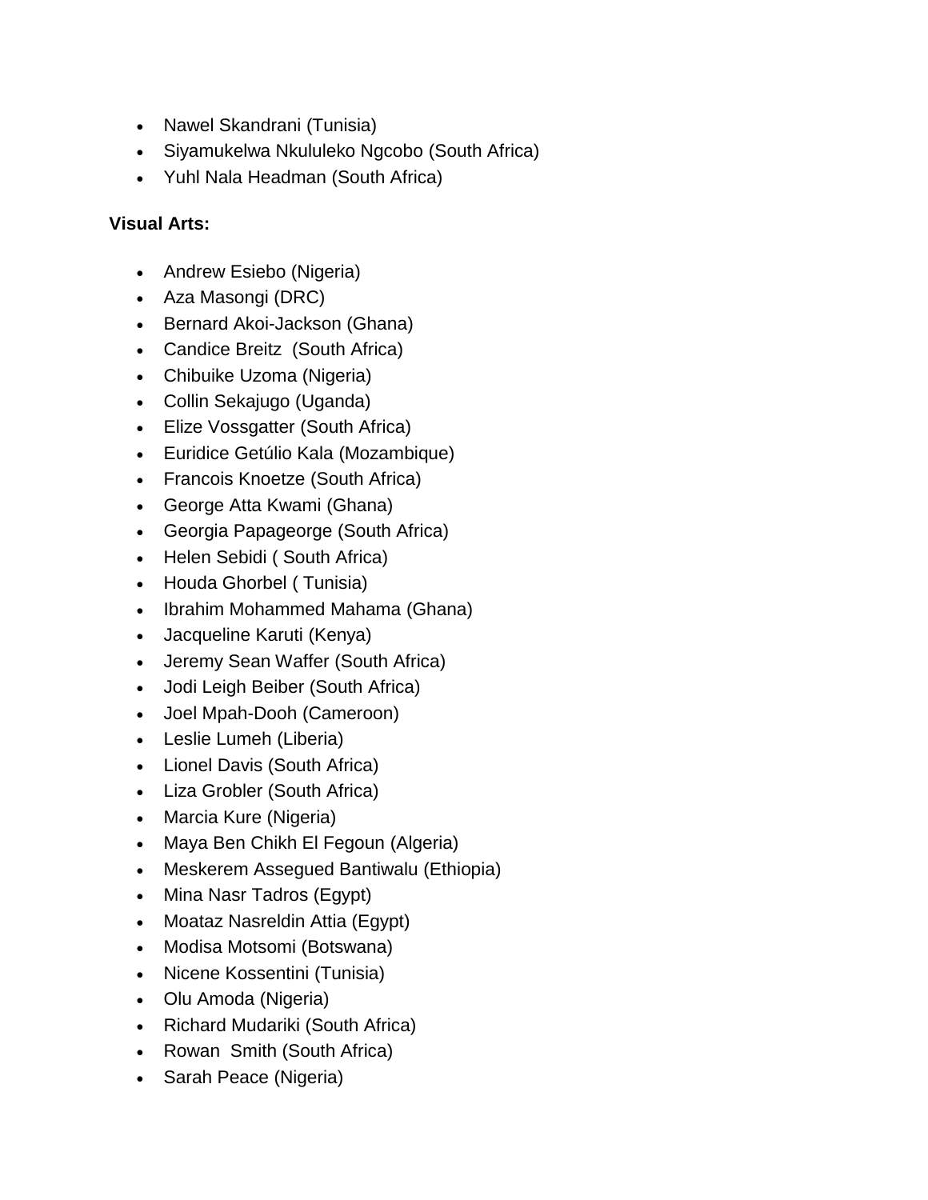- Nawel Skandrani (Tunisia)
- Siyamukelwa Nkululeko Ngcobo (South Africa)
- Yuhl Nala Headman (South Africa)

**Visual Arts:**

- Andrew Esiebo (Nigeria)
- Aza Masongi (DRC)
- Bernard Akoi-Jackson (Ghana)
- Candice Breitz (South Africa)
- Chibuike Uzoma (Nigeria)
- Collin Sekajugo (Uganda)
- Elize Vossgatter (South Africa)
- Euridice Getúlio Kala (Mozambique)
- Francois Knoetze (South Africa)
- George Atta Kwami (Ghana)
- Georgia Papageorge (South Africa)
- Helen Sebidi ( South Africa)
- Houda Ghorbel ( Tunisia)
- Ibrahim Mohammed Mahama (Ghana)
- Jacqueline Karuti (Kenya)
- Jeremy Sean Waffer (South Africa)
- Jodi Leigh Beiber (South Africa)
- Joel Mpah-Dooh (Cameroon)
- Leslie Lumeh (Liberia)
- Lionel Davis (South Africa)
- Liza Grobler (South Africa)
- Marcia Kure (Nigeria)
- Maya Ben Chikh El Fegoun (Algeria)
- Meskerem Assegued Bantiwalu (Ethiopia)
- Mina Nasr Tadros (Egypt)
- Moataz Nasreldin Attia (Egypt)
- Modisa Motsomi (Botswana)
- Nicene Kossentini (Tunisia)
- Olu Amoda (Nigeria)
- Richard Mudariki (South Africa)
- Rowan Smith (South Africa)
- Sarah Peace (Nigeria)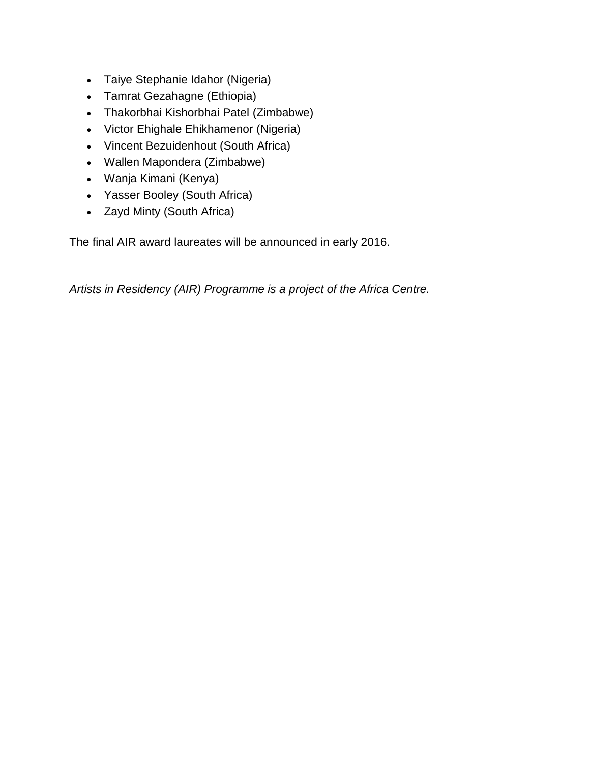- Taiye Stephanie Idahor (Nigeria)
- Tamrat Gezahagne (Ethiopia)
- Thakorbhai Kishorbhai Patel (Zimbabwe)
- Victor Ehighale Ehikhamenor (Nigeria)
- Vincent Bezuidenhout (South Africa)
- Wallen Mapondera (Zimbabwe)
- Wanja Kimani (Kenya)
- Yasser Booley (South Africa)
- Zayd Minty (South Africa)

The final AIR award laureates will be announced in early 2016.

*Artists in Residency (AIR) Programme is a project of the Africa Centre.*